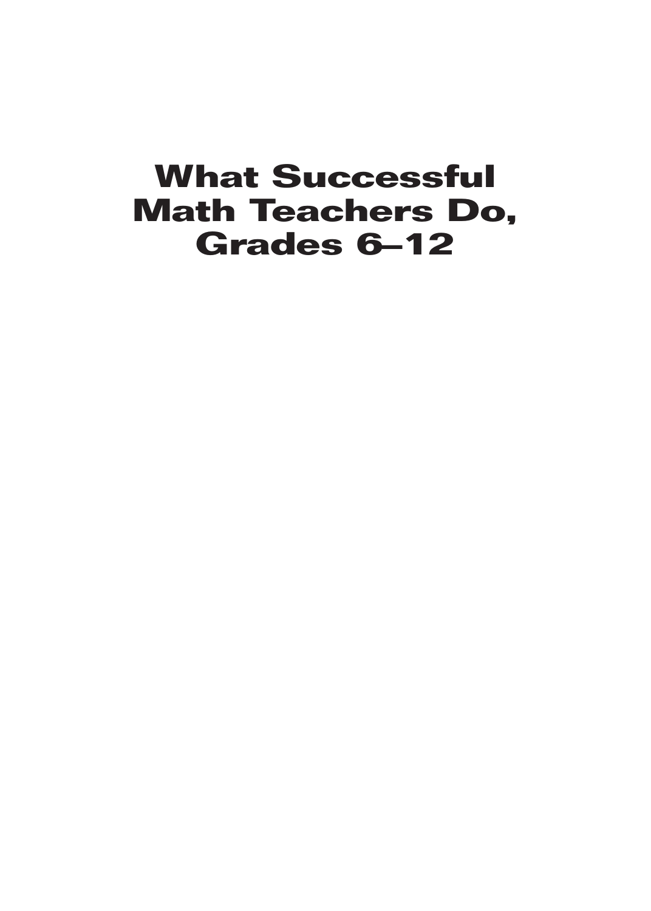# What Successful Math Teachers Do, Grades 6–12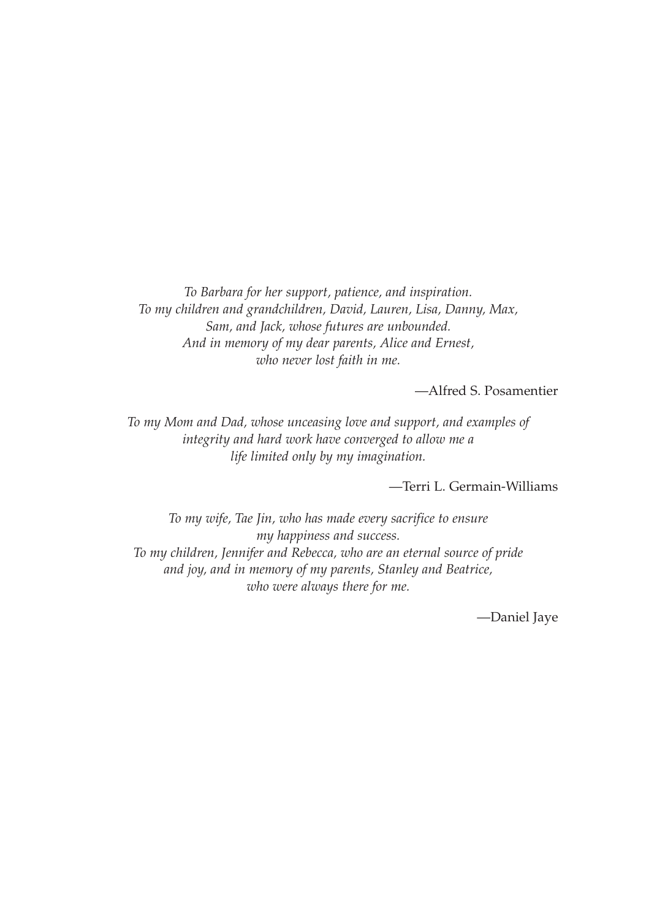*To Barbara for her support, patience, and inspiration.*
*To my children and grandchildren, David, Lauren, Lisa, Danny, Max, Sam, and Jack, whose futures are unbounded.*
*And in memory of my dear parents, Alice and Ernest, who never lost faith in me.*

—Alfred S. Posamentier

*To my Mom and Dad, whose unceasing love and support, and examples of integrity and hard work have converged to allow me a life limited only by my imagination.*

—Terri L. Germain-Williams

*To my wife, Tae Jin, who has made every sacrifice to ensure my happiness and success.*
*To my children, Jennifer and Rebecca, who are an eternal source of pride and joy, and in memory of my parents, Stanley and Beatrice, who were always there for me.*

—Daniel Jaye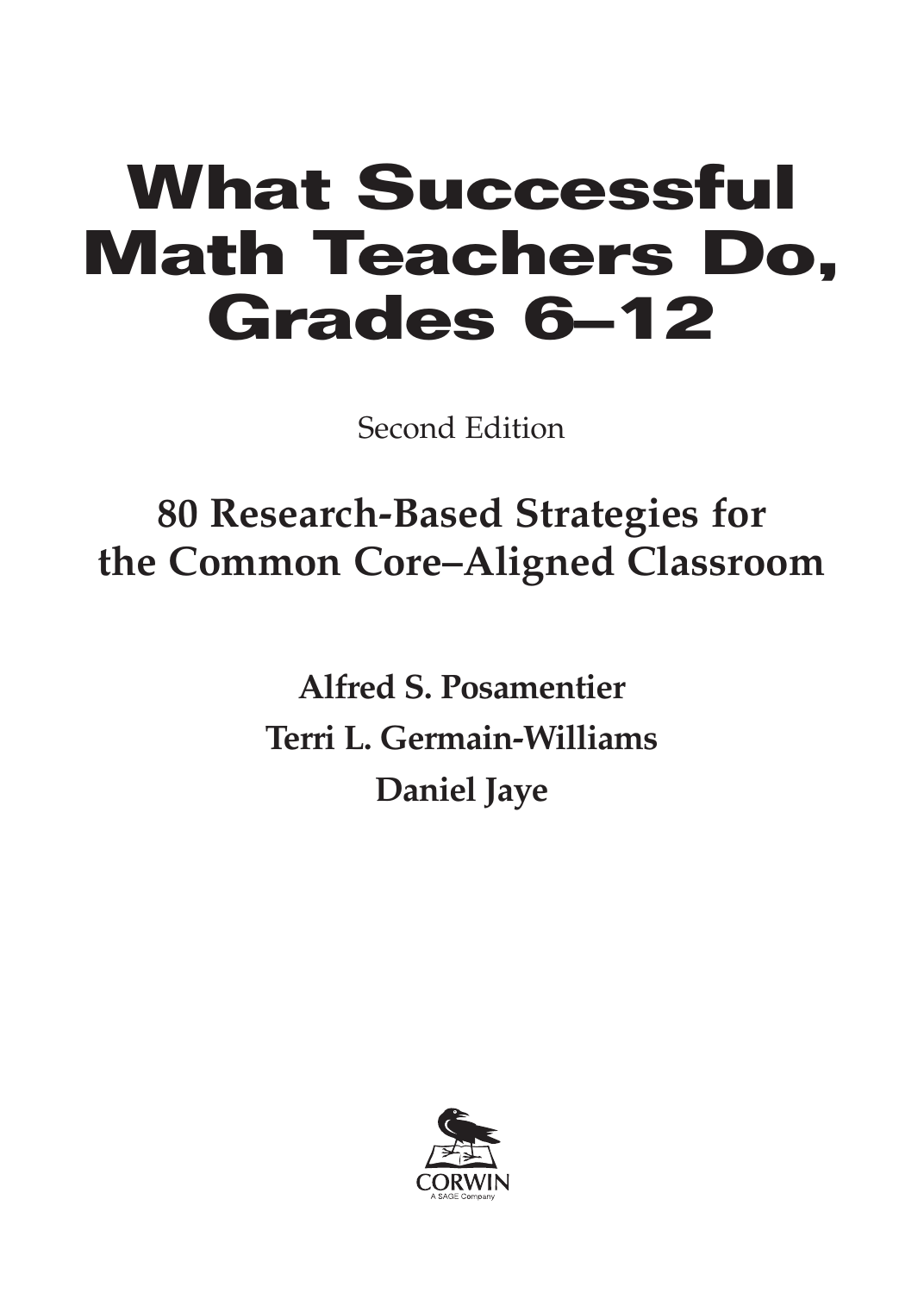# What Successful Math Teachers Do, Grades 6–12

Second Edition

## 80 Research-Based Strategies for the Common Core–Aligned Classroom

**Alfred S. Posamentier**

**Terri L. Germain-Williams**

**Daniel Jaye**

CORWIN

A SAGE Company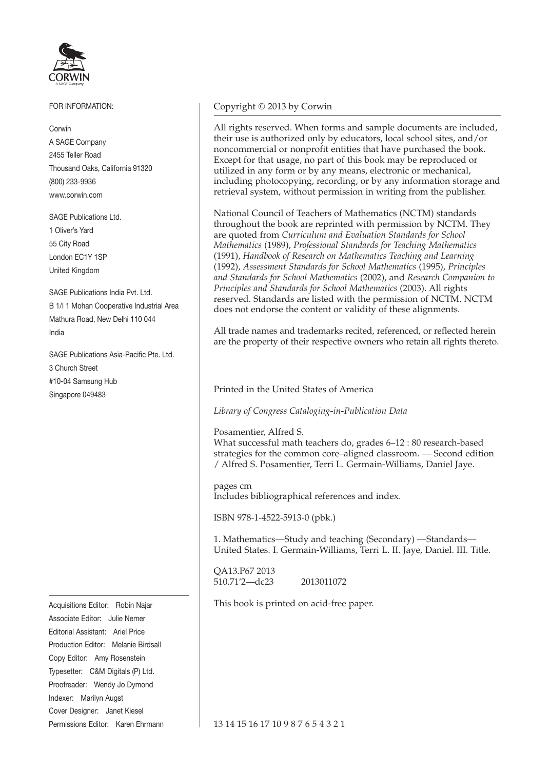FOR INFORMATION:

Corwin
A SAGE Company
2455 Teller Road
Thousand Oaks, California 91320
(800) 233-9936
www.corwin.com

SAGE Publications Ltd.
1 Oliver's Yard
55 City Road
London EC1Y 1SP
United Kingdom

SAGE Publications India Pvt. Ltd.
B 1/I 1 Mohan Cooperative Industrial Area
Mathura Road, New Delhi 110 044
India

SAGE Publications Asia-Pacific Pte. Ltd.
3 Church Street
#10-04 Samsung Hub
Singapore 049483

Acquisitions Editor: Robin Najar
Associate Editor: Julie Nemer
Editorial Assistant: Ariel Price
Production Editor: Melanie Birdsall
Copy Editor: Amy Rosenstein
Typesetter: C&M Digitals (P) Ltd.
Proofreader: Wendy Jo Dymond
Indexer: Marilyn Augst
Cover Designer: Janet Kiesel
Permissions Editor: Karen Ehrmann

Copyright © 2013 by Corwin

All rights reserved. When forms and sample documents are included, their use is authorized only by educators, local school sites, and/or noncommercial or nonprofit entities that have purchased the book. Except for that usage, no part of this book may be reproduced or utilized in any form or by any means, electronic or mechanical, including photocopying, recording, or by any information storage and retrieval system, without permission in writing from the publisher.

National Council of Teachers of Mathematics (NCTM) standards throughout the book are reprinted with permission by NCTM. They are quoted from *Curriculum and Evaluation Standards for School Mathematics* (1989), *Professional Standards for Teaching Mathematics* (1991), *Handbook of Research on Mathematics Teaching and Learning* (1992), *Assessment Standards for School Mathematics* (1995), *Principles and Standards for School Mathematics* (2002), and *Research Companion to Principles and Standards for School Mathematics* (2003). All rights reserved. Standards are listed with the permission of NCTM. NCTM does not endorse the content or validity of these alignments.

All trade names and trademarks recited, referenced, or reflected herein are the property of their respective owners who retain all rights thereto.

Printed in the United States of America

*Library of Congress Cataloging-in-Publication Data*

Posamentier, Alfred S.
What successful math teachers do, grades 6–12 : 80 research-based strategies for the common core–aligned classroom. — Second edition / Alfred S. Posamentier, Terri L. Germain-Williams, Daniel Jaye.

pages cm
Includes bibliographical references and index.

ISBN 978-1-4522-5913-0 (pbk.)

1. Mathematics—Study and teaching (Secondary) —Standards—United States. I. Germain-Williams, Terri L. II. Jaye, Daniel. III. Title.

QA13.P67 2013
510.71′2—dc23 2013011072

This book is printed on acid-free paper.

13 14 15 16 17 10 9 8 7 6 5 4 3 2 1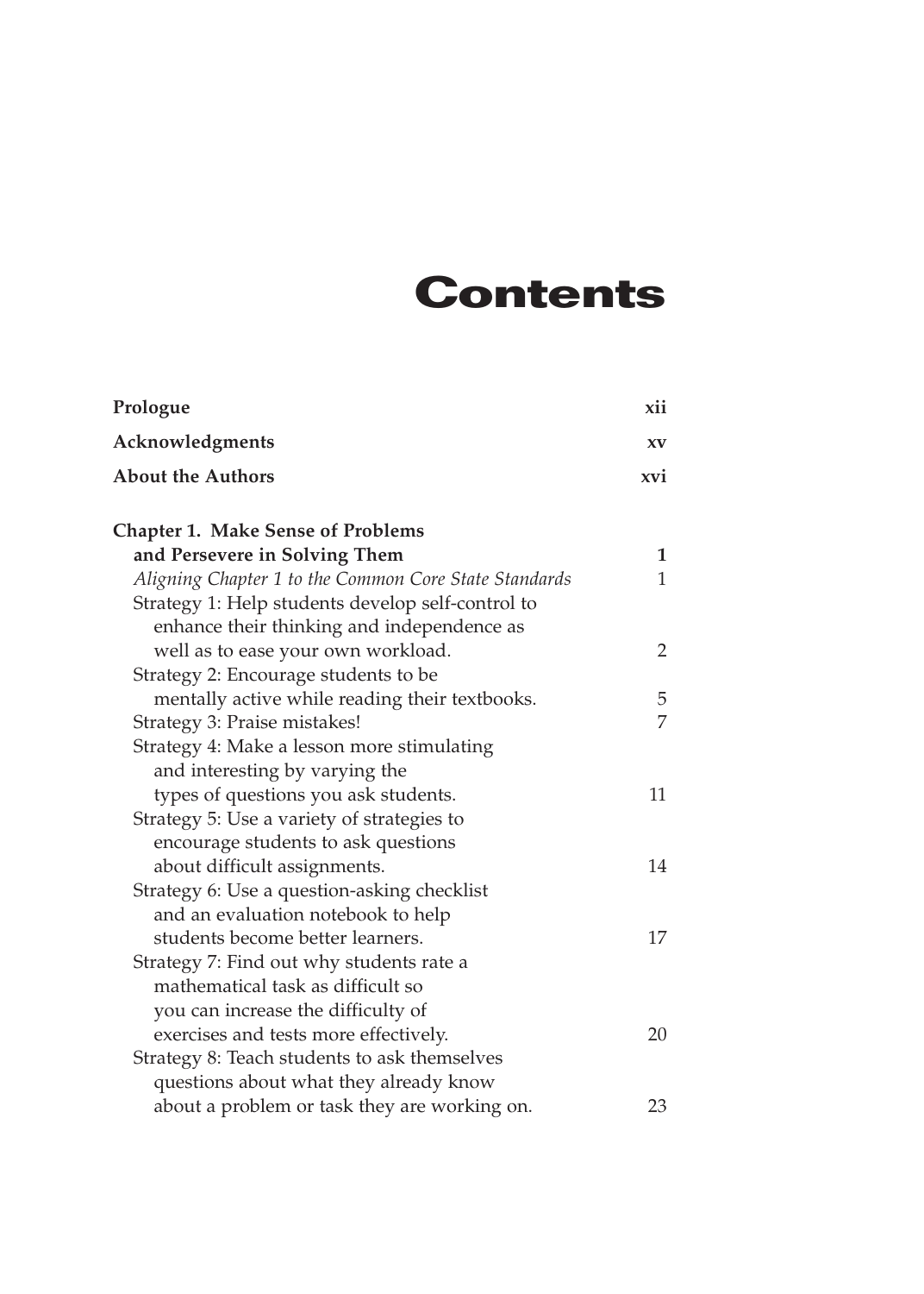# Contents

| | |
|---|---|
| **Prologue** | **xii** |
| **Acknowledgments** | **xv** |
| **About the Authors** | **xvi** |
| **Chapter 1. Make Sense of Problems and Persevere in Solving Them** | **1** |
| *Aligning Chapter 1 to the Common Core State Standards* | 1 |
| Strategy 1: Help students develop self-control to enhance their thinking and independence as well as to ease your own workload. | 2 |
| Strategy 2: Encourage students to be mentally active while reading their textbooks. | 5 |
| Strategy 3: Praise mistakes! | 7 |
| Strategy 4: Make a lesson more stimulating and interesting by varying the types of questions you ask students. | 11 |
| Strategy 5: Use a variety of strategies to encourage students to ask questions about difficult assignments. | 14 |
| Strategy 6: Use a question-asking checklist and an evaluation notebook to help students become better learners. | 17 |
| Strategy 7: Find out why students rate a mathematical task as difficult so you can increase the difficulty of exercises and tests more effectively. | 20 |
| Strategy 8: Teach students to ask themselves questions about what they already know about a problem or task they are working on. | 23 |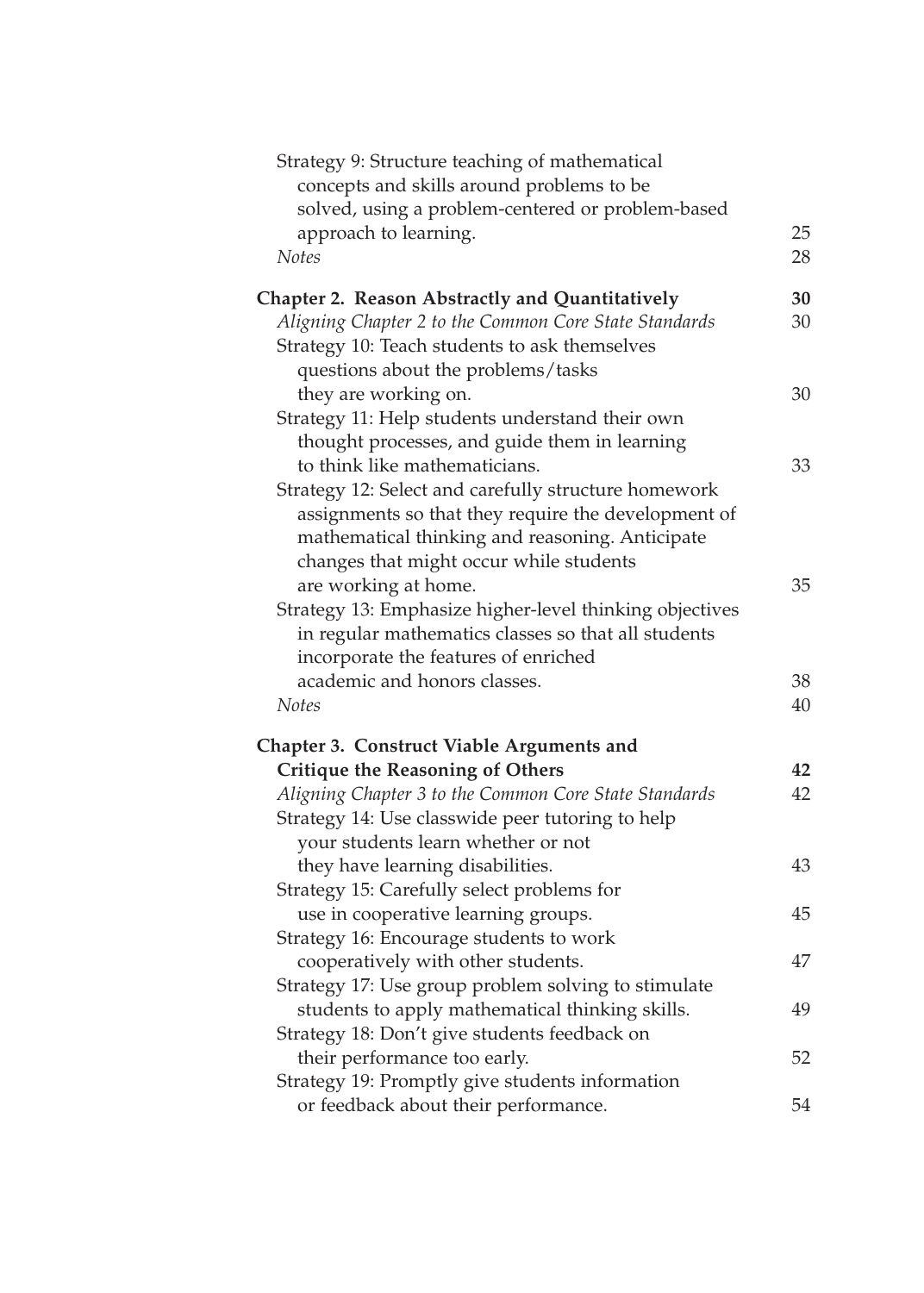Strategy 9: Structure teaching of mathematical concepts and skills around problems to be solved, using a problem-centered or problem-based approach to learning. 25

*Notes* 28

**Chapter 2. Reason Abstractly and Quantitatively** **30**

*Aligning Chapter 2 to the Common Core State Standards* 30

Strategy 10: Teach students to ask themselves questions about the problems/tasks they are working on. 30

Strategy 11: Help students understand their own thought processes, and guide them in learning to think like mathematicians. 33

Strategy 12: Select and carefully structure homework assignments so that they require the development of mathematical thinking and reasoning. Anticipate changes that might occur while students are working at home. 35

Strategy 13: Emphasize higher-level thinking objectives in regular mathematics classes so that all students incorporate the features of enriched academic and honors classes. 38

*Notes* 40

**Chapter 3. Construct Viable Arguments and Critique the Reasoning of Others** **42**

*Aligning Chapter 3 to the Common Core State Standards* 42

Strategy 14: Use classwide peer tutoring to help your students learn whether or not they have learning disabilities. 43

Strategy 15: Carefully select problems for use in cooperative learning groups. 45

Strategy 16: Encourage students to work cooperatively with other students. 47

Strategy 17: Use group problem solving to stimulate students to apply mathematical thinking skills. 49

Strategy 18: Don't give students feedback on their performance too early. 52

Strategy 19: Promptly give students information or feedback about their performance. 54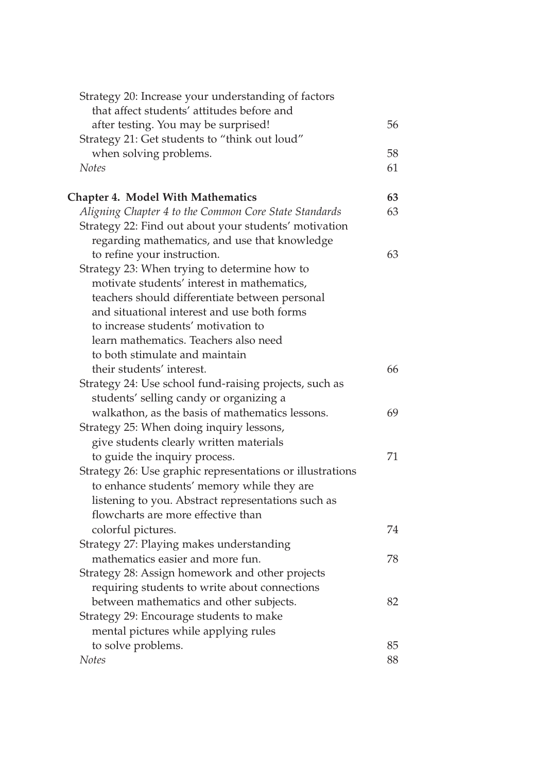Strategy 20: Increase your understanding of factors that affect students' attitudes before and after testing. You may be surprised! 56

Strategy 21: Get students to "think out loud" when solving problems. 58

*Notes* 61

**Chapter 4. Model With Mathematics** **63**

*Aligning Chapter 4 to the Common Core State Standards* 63

Strategy 22: Find out about your students' motivation regarding mathematics, and use that knowledge to refine your instruction. 63

Strategy 23: When trying to determine how to motivate students' interest in mathematics, teachers should differentiate between personal and situational interest and use both forms to increase students' motivation to learn mathematics. Teachers also need to both stimulate and maintain their students' interest. 66

Strategy 24: Use school fund-raising projects, such as students' selling candy or organizing a walkathon, as the basis of mathematics lessons. 69

Strategy 25: When doing inquiry lessons, give students clearly written materials to guide the inquiry process. 71

Strategy 26: Use graphic representations or illustrations to enhance students' memory while they are listening to you. Abstract representations such as flowcharts are more effective than colorful pictures. 74

Strategy 27: Playing makes understanding mathematics easier and more fun. 78

Strategy 28: Assign homework and other projects requiring students to write about connections between mathematics and other subjects. 82

Strategy 29: Encourage students to make mental pictures while applying rules to solve problems. 85

*Notes* 88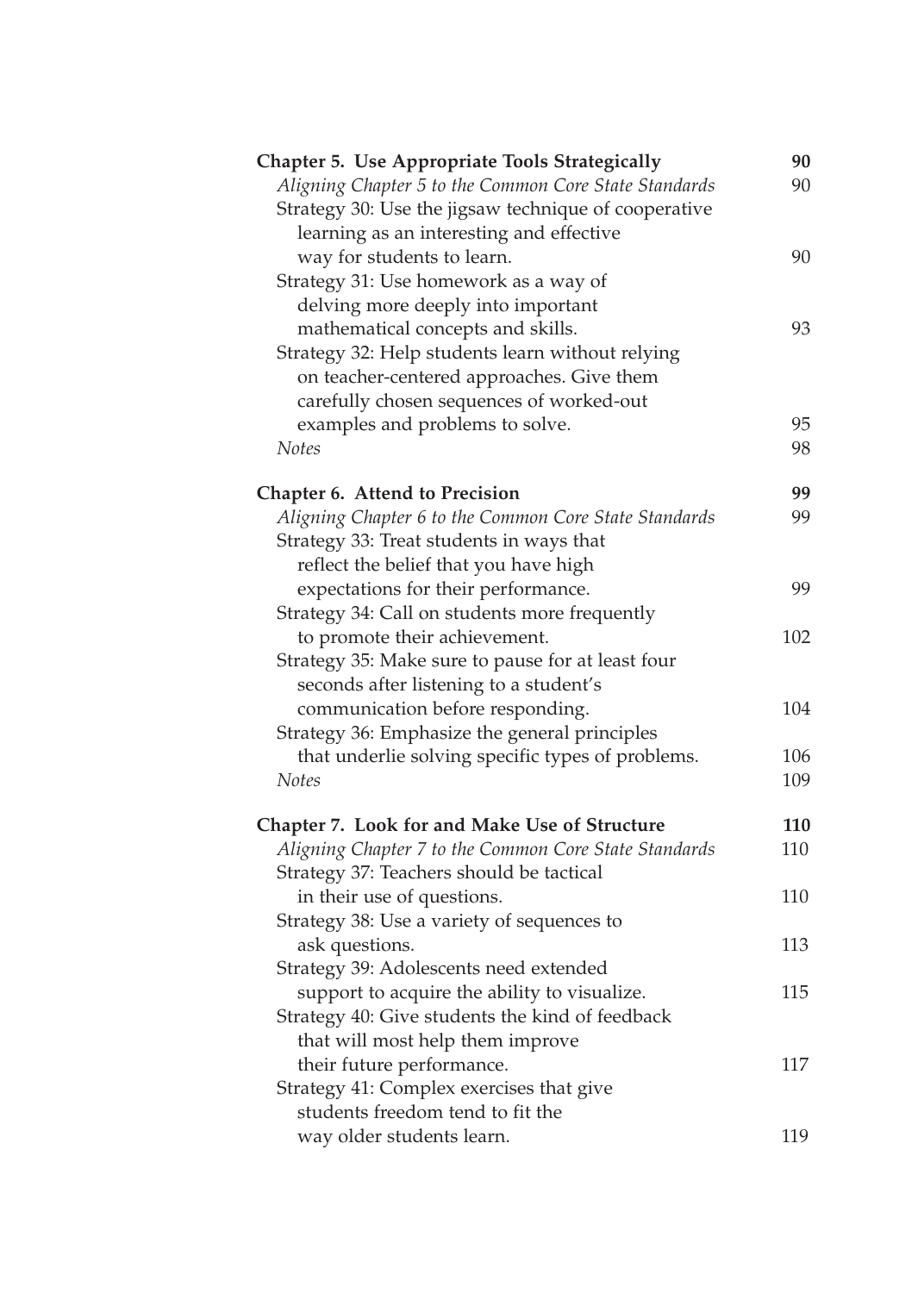**Chapter 5. Use Appropriate Tools Strategically** **90**

*Aligning Chapter 5 to the Common Core State Standards* 90

Strategy 30: Use the jigsaw technique of cooperative learning as an interesting and effective way for students to learn. 90

Strategy 31: Use homework as a way of delving more deeply into important mathematical concepts and skills. 93

Strategy 32: Help students learn without relying on teacher-centered approaches. Give them carefully chosen sequences of worked-out examples and problems to solve. 95

*Notes* 98

**Chapter 6. Attend to Precision** **99**

*Aligning Chapter 6 to the Common Core State Standards* 99

Strategy 33: Treat students in ways that reflect the belief that you have high expectations for their performance. 99

Strategy 34: Call on students more frequently to promote their achievement. 102

Strategy 35: Make sure to pause for at least four seconds after listening to a student's communication before responding. 104

Strategy 36: Emphasize the general principles that underlie solving specific types of problems. 106

*Notes* 109

**Chapter 7. Look for and Make Use of Structure** **110**

*Aligning Chapter 7 to the Common Core State Standards* 110

Strategy 37: Teachers should be tactical in their use of questions. 110

Strategy 38: Use a variety of sequences to ask questions. 113

Strategy 39: Adolescents need extended support to acquire the ability to visualize. 115

Strategy 40: Give students the kind of feedback that will most help them improve their future performance. 117

Strategy 41: Complex exercises that give students freedom tend to fit the way older students learn. 119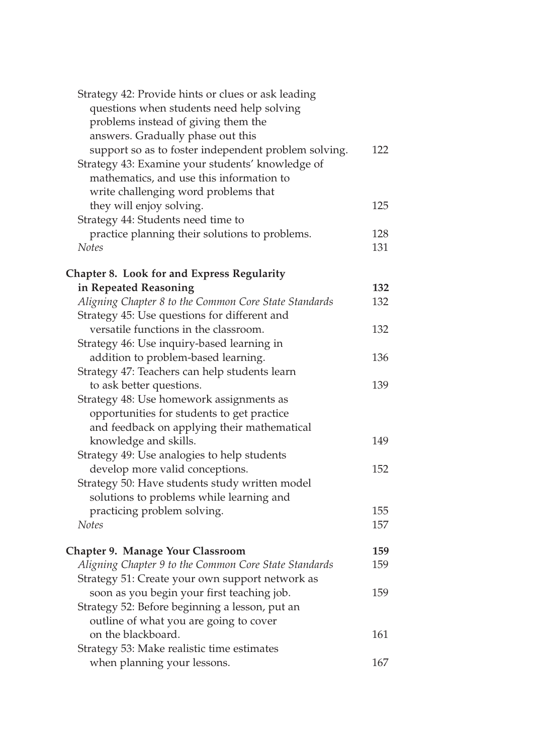Strategy 42: Provide hints or clues or ask leading questions when students need help solving problems instead of giving them the answers. Gradually phase out this support so as to foster independent problem solving. 122

Strategy 43: Examine your students' knowledge of mathematics, and use this information to write challenging word problems that they will enjoy solving. 125

Strategy 44: Students need time to practice planning their solutions to problems. 128

*Notes* 131

**Chapter 8. Look for and Express Regularity in Repeated Reasoning** **132**

*Aligning Chapter 8 to the Common Core State Standards* 132

Strategy 45: Use questions for different and versatile functions in the classroom. 132

Strategy 46: Use inquiry-based learning in addition to problem-based learning. 136

Strategy 47: Teachers can help students learn to ask better questions. 139

Strategy 48: Use homework assignments as opportunities for students to get practice and feedback on applying their mathematical knowledge and skills. 149

Strategy 49: Use analogies to help students develop more valid conceptions. 152

Strategy 50: Have students study written model solutions to problems while learning and practicing problem solving. 155

*Notes* 157

**Chapter 9. Manage Your Classroom** **159**

*Aligning Chapter 9 to the Common Core State Standards* 159

Strategy 51: Create your own support network as soon as you begin your first teaching job. 159

Strategy 52: Before beginning a lesson, put an outline of what you are going to cover on the blackboard. 161

Strategy 53: Make realistic time estimates when planning your lessons. 167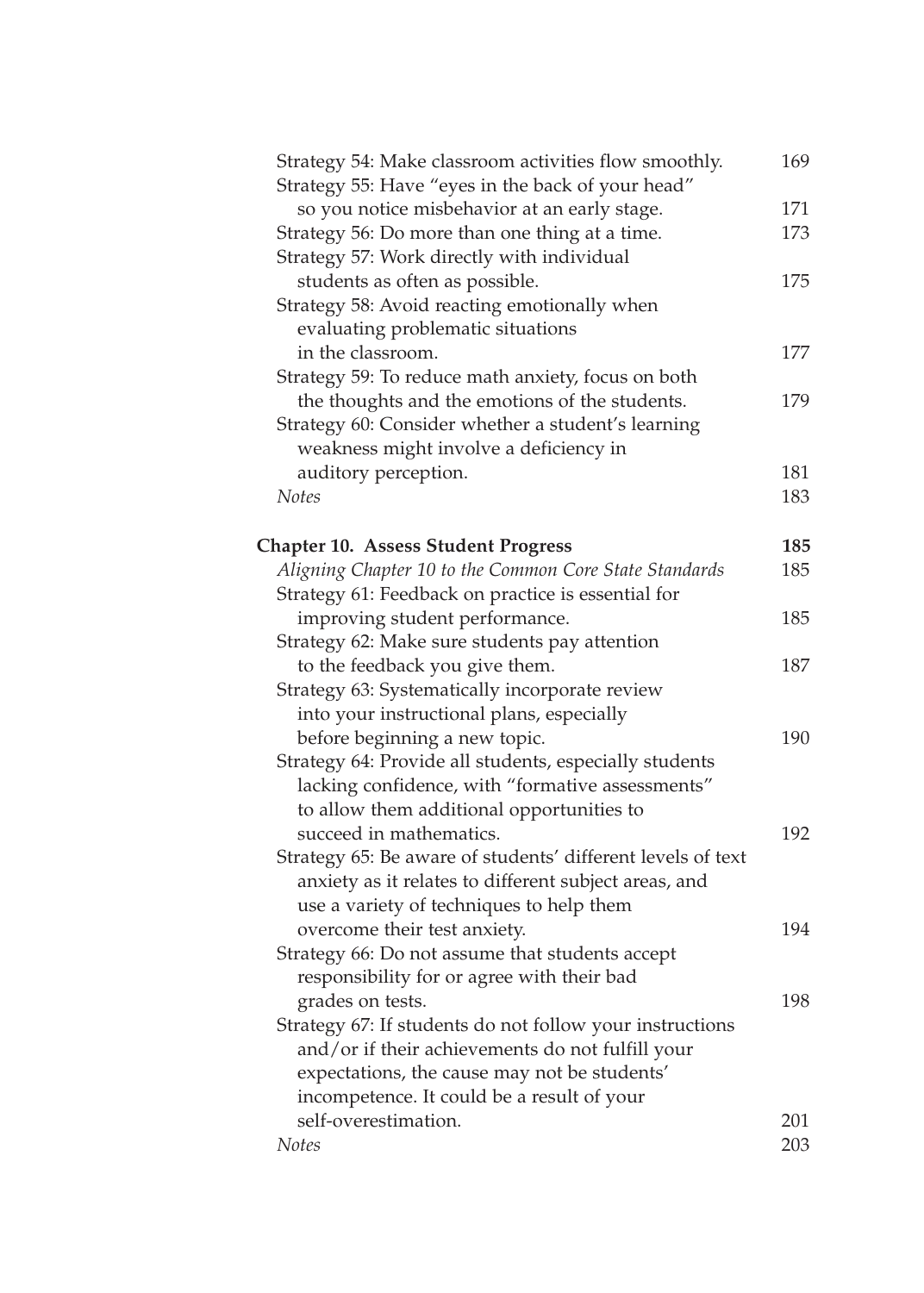Strategy 54: Make classroom activities flow smoothly. 169
Strategy 55: Have "eyes in the back of your head" so you notice misbehavior at an early stage. 171
Strategy 56: Do more than one thing at a time. 173
Strategy 57: Work directly with individual students as often as possible. 175
Strategy 58: Avoid reacting emotionally when evaluating problematic situations in the classroom. 177
Strategy 59: To reduce math anxiety, focus on both the thoughts and the emotions of the students. 179
Strategy 60: Consider whether a student's learning weakness might involve a deficiency in auditory perception. 181
*Notes* 183

**Chapter 10. Assess Student Progress** **185**
*Aligning Chapter 10 to the Common Core State Standards* 185
Strategy 61: Feedback on practice is essential for improving student performance. 185
Strategy 62: Make sure students pay attention to the feedback you give them. 187
Strategy 63: Systematically incorporate review into your instructional plans, especially before beginning a new topic. 190
Strategy 64: Provide all students, especially students lacking confidence, with "formative assessments" to allow them additional opportunities to succeed in mathematics. 192
Strategy 65: Be aware of students' different levels of text anxiety as it relates to different subject areas, and use a variety of techniques to help them overcome their test anxiety. 194
Strategy 66: Do not assume that students accept responsibility for or agree with their bad grades on tests. 198
Strategy 67: If students do not follow your instructions and/or if their achievements do not fulfill your expectations, the cause may not be students' incompetence. It could be a result of your self-overestimation. 201
*Notes* 203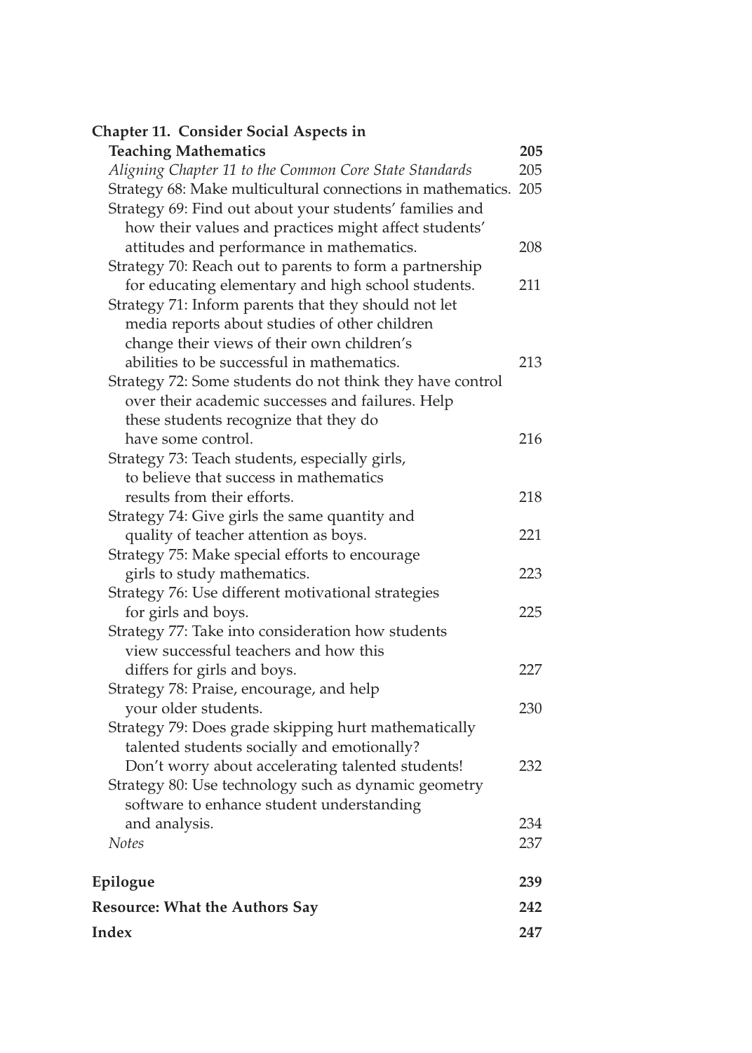**Chapter 11. Consider Social Aspects in Teaching Mathematics** **205**

*Aligning Chapter 11 to the Common Core State Standards* 205

Strategy 68: Make multicultural connections in mathematics. 205

Strategy 69: Find out about your students' families and how their values and practices might affect students' attitudes and performance in mathematics. 208

Strategy 70: Reach out to parents to form a partnership for educating elementary and high school students. 211

Strategy 71: Inform parents that they should not let media reports about studies of other children change their views of their own children's abilities to be successful in mathematics. 213

Strategy 72: Some students do not think they have control over their academic successes and failures. Help these students recognize that they do have some control. 216

Strategy 73: Teach students, especially girls, to believe that success in mathematics results from their efforts. 218

Strategy 74: Give girls the same quantity and quality of teacher attention as boys. 221

Strategy 75: Make special efforts to encourage girls to study mathematics. 223

Strategy 76: Use different motivational strategies for girls and boys. 225

Strategy 77: Take into consideration how students view successful teachers and how this differs for girls and boys. 227

Strategy 78: Praise, encourage, and help your older students. 230

Strategy 79: Does grade skipping hurt mathematically talented students socially and emotionally? Don't worry about accelerating talented students! 232

Strategy 80: Use technology such as dynamic geometry software to enhance student understanding and analysis. 234

*Notes* 237

**Epilogue** **239**

**Resource: What the Authors Say** **242**

**Index** **247**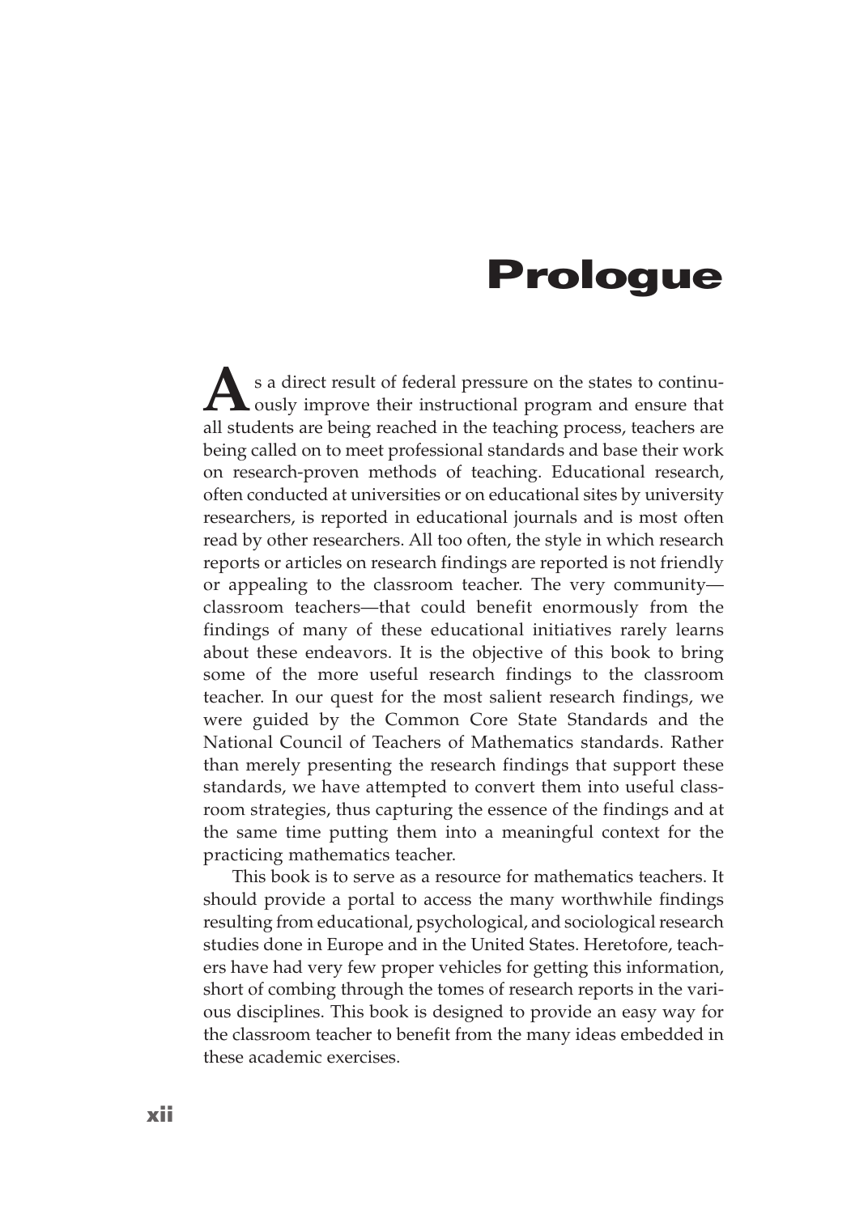# Prologue

As a direct result of federal pressure on the states to continuously improve their instructional program and ensure that all students are being reached in the teaching process, teachers are being called on to meet professional standards and base their work on research-proven methods of teaching. Educational research, often conducted at universities or on educational sites by university researchers, is reported in educational journals and is most often read by other researchers. All too often, the style in which research reports or articles on research findings are reported is not friendly or appealing to the classroom teacher. The very community—classroom teachers—that could benefit enormously from the findings of many of these educational initiatives rarely learns about these endeavors. It is the objective of this book to bring some of the more useful research findings to the classroom teacher. In our quest for the most salient research findings, we were guided by the Common Core State Standards and the National Council of Teachers of Mathematics standards. Rather than merely presenting the research findings that support these standards, we have attempted to convert them into useful classroom strategies, thus capturing the essence of the findings and at the same time putting them into a meaningful context for the practicing mathematics teacher.

This book is to serve as a resource for mathematics teachers. It should provide a portal to access the many worthwhile findings resulting from educational, psychological, and sociological research studies done in Europe and in the United States. Heretofore, teachers have had very few proper vehicles for getting this information, short of combing through the tomes of research reports in the various disciplines. This book is designed to provide an easy way for the classroom teacher to benefit from the many ideas embedded in these academic exercises.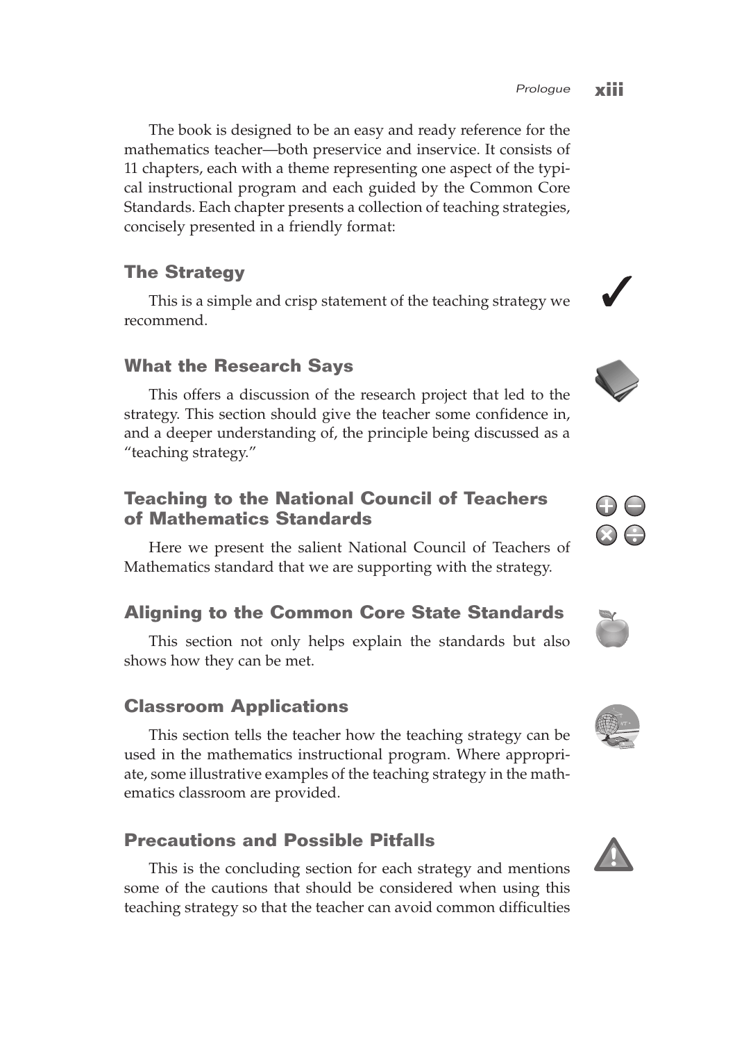The book is designed to be an easy and ready reference for the mathematics teacher—both preservice and inservice. It consists of 11 chapters, each with a theme representing one aspect of the typical instructional program and each guided by the Common Core Standards. Each chapter presents a collection of teaching strategies, concisely presented in a friendly format:

### The Strategy

This is a simple and crisp statement of the teaching strategy we recommend.

### What the Research Says

This offers a discussion of the research project that led to the strategy. This section should give the teacher some confidence in, and a deeper understanding of, the principle being discussed as a "teaching strategy."

### Teaching to the National Council of Teachers of Mathematics Standards

Here we present the salient National Council of Teachers of Mathematics standard that we are supporting with the strategy.

### Aligning to the Common Core State Standards

This section not only helps explain the standards but also shows how they can be met.

### Classroom Applications

This section tells the teacher how the teaching strategy can be used in the mathematics instructional program. Where appropriate, some illustrative examples of the teaching strategy in the mathematics classroom are provided.

### Precautions and Possible Pitfalls

This is the concluding section for each strategy and mentions some of the cautions that should be considered when using this teaching strategy so that the teacher can avoid common difficulties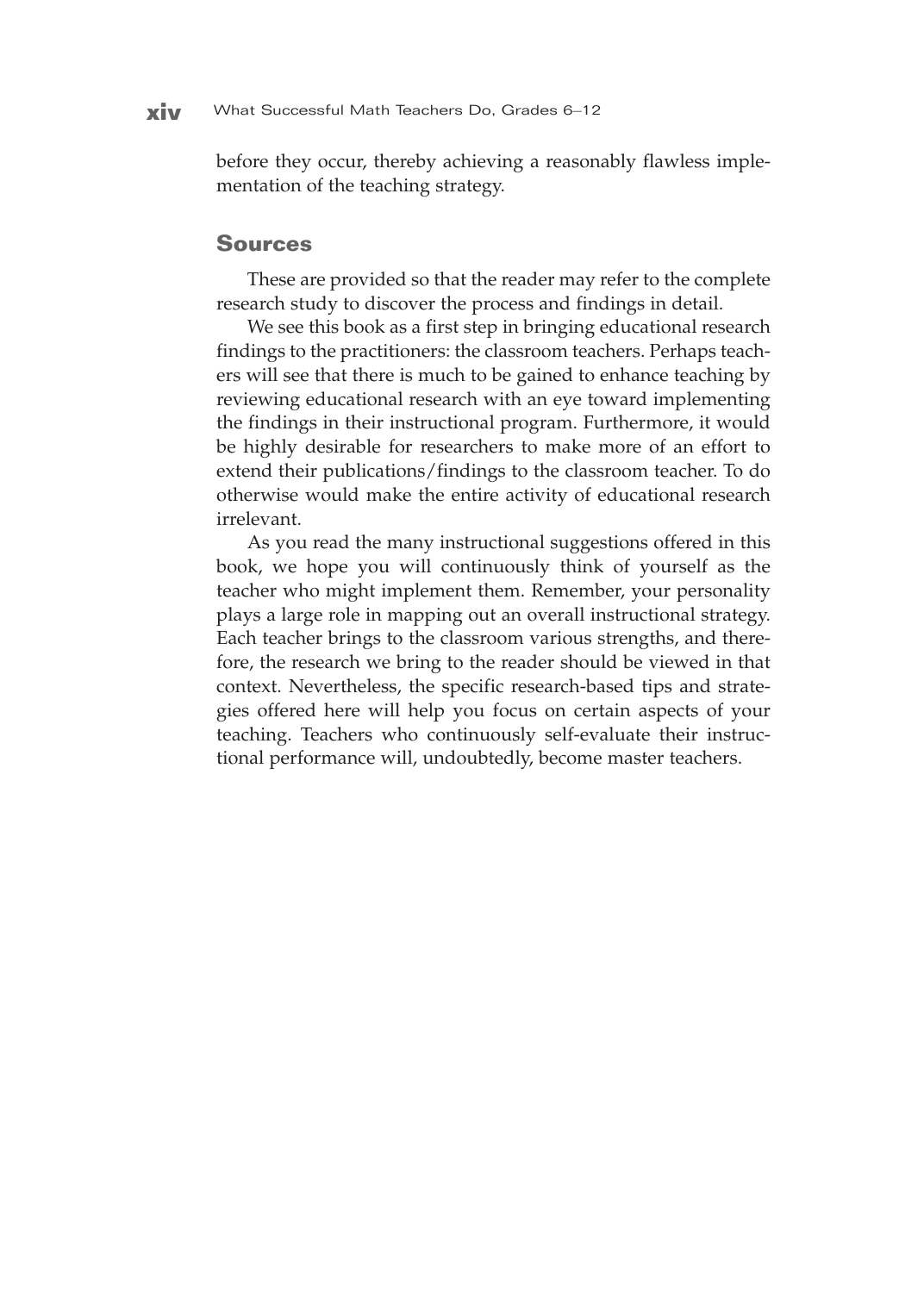before they occur, thereby achieving a reasonably flawless implementation of the teaching strategy.

## Sources

These are provided so that the reader may refer to the complete research study to discover the process and findings in detail.

We see this book as a first step in bringing educational research findings to the practitioners: the classroom teachers. Perhaps teachers will see that there is much to be gained to enhance teaching by reviewing educational research with an eye toward implementing the findings in their instructional program. Furthermore, it would be highly desirable for researchers to make more of an effort to extend their publications/findings to the classroom teacher. To do otherwise would make the entire activity of educational research irrelevant.

As you read the many instructional suggestions offered in this book, we hope you will continuously think of yourself as the teacher who might implement them. Remember, your personality plays a large role in mapping out an overall instructional strategy. Each teacher brings to the classroom various strengths, and therefore, the research we bring to the reader should be viewed in that context. Nevertheless, the specific research-based tips and strategies offered here will help you focus on certain aspects of your teaching. Teachers who continuously self-evaluate their instructional performance will, undoubtedly, become master teachers.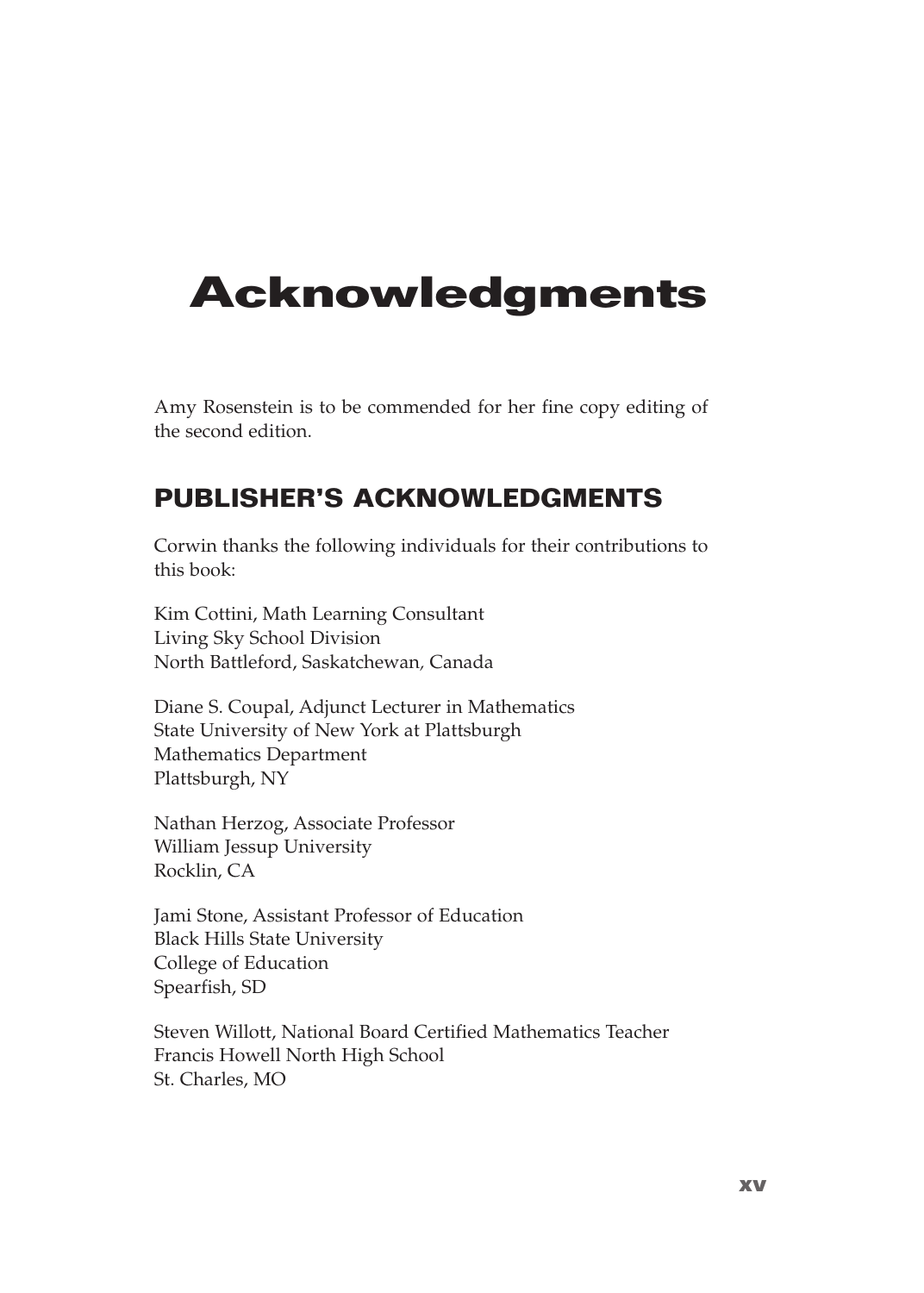# Acknowledgments

Amy Rosenstein is to be commended for her fine copy editing of the second edition.

## PUBLISHER'S ACKNOWLEDGMENTS

Corwin thanks the following individuals for their contributions to this book:

Kim Cottini, Math Learning Consultant
Living Sky School Division
North Battleford, Saskatchewan, Canada

Diane S. Coupal, Adjunct Lecturer in Mathematics
State University of New York at Plattsburgh
Mathematics Department
Plattsburgh, NY

Nathan Herzog, Associate Professor
William Jessup University
Rocklin, CA

Jami Stone, Assistant Professor of Education
Black Hills State University
College of Education
Spearfish, SD

Steven Willott, National Board Certified Mathematics Teacher
Francis Howell North High School
St. Charles, MO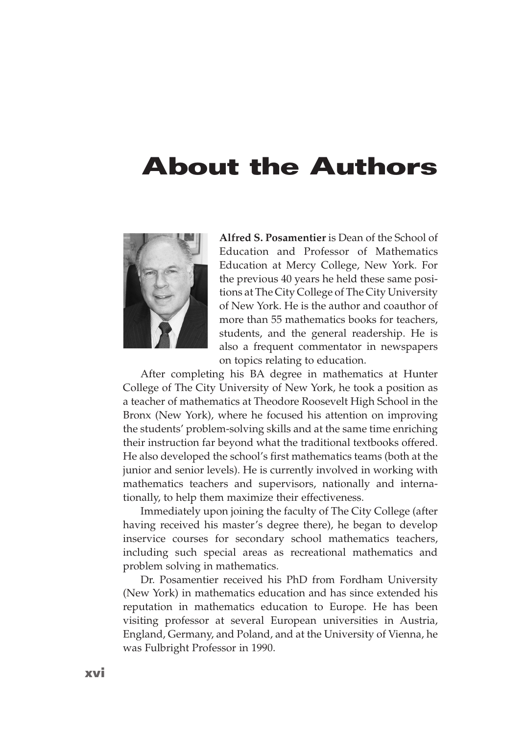# About the Authors

**Alfred S. Posamentier** is Dean of the School of Education and Professor of Mathematics Education at Mercy College, New York. For the previous 40 years he held these same positions at The City College of The City University of New York. He is the author and coauthor of more than 55 mathematics books for teachers, students, and the general readership. He is also a frequent commentator in newspapers on topics relating to education.

After completing his BA degree in mathematics at Hunter College of The City University of New York, he took a position as a teacher of mathematics at Theodore Roosevelt High School in the Bronx (New York), where he focused his attention on improving the students' problem-solving skills and at the same time enriching their instruction far beyond what the traditional textbooks offered. He also developed the school's first mathematics teams (both at the junior and senior levels). He is currently involved in working with mathematics teachers and supervisors, nationally and internationally, to help them maximize their effectiveness.

Immediately upon joining the faculty of The City College (after having received his master's degree there), he began to develop inservice courses for secondary school mathematics teachers, including such special areas as recreational mathematics and problem solving in mathematics.

Dr. Posamentier received his PhD from Fordham University (New York) in mathematics education and has since extended his reputation in mathematics education to Europe. He has been visiting professor at several European universities in Austria, England, Germany, and Poland, and at the University of Vienna, he was Fulbright Professor in 1990.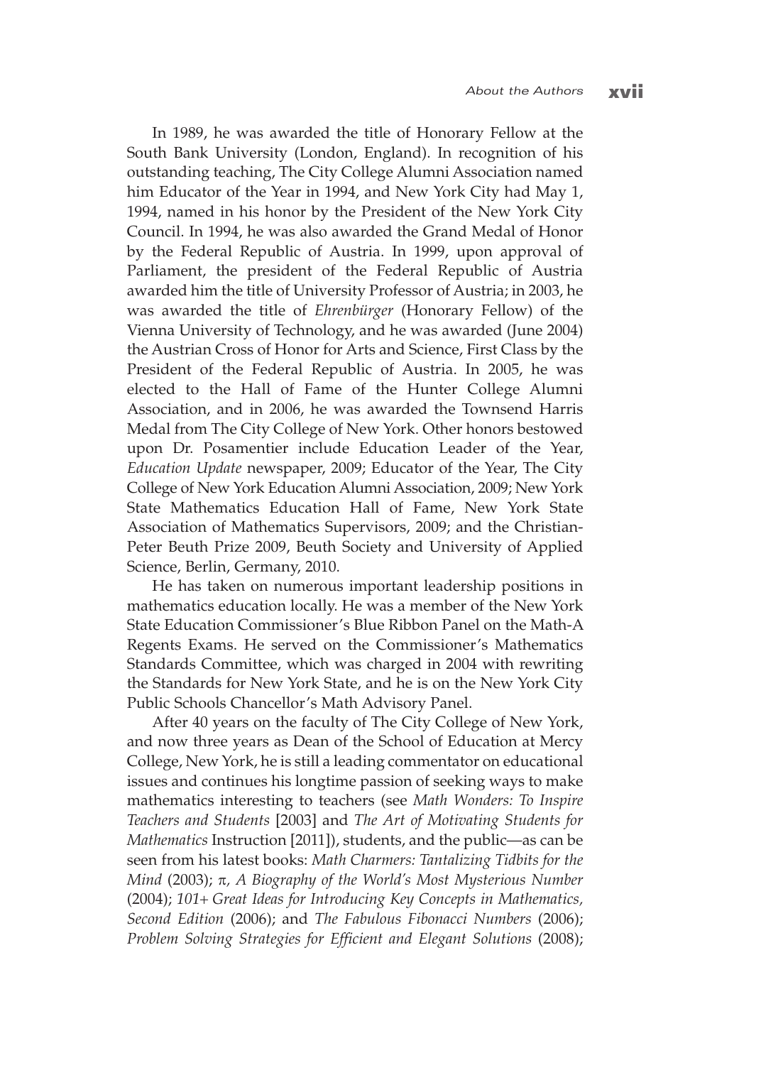In 1989, he was awarded the title of Honorary Fellow at the South Bank University (London, England). In recognition of his outstanding teaching, The City College Alumni Association named him Educator of the Year in 1994, and New York City had May 1, 1994, named in his honor by the President of the New York City Council. In 1994, he was also awarded the Grand Medal of Honor by the Federal Republic of Austria. In 1999, upon approval of Parliament, the president of the Federal Republic of Austria awarded him the title of University Professor of Austria; in 2003, he was awarded the title of *Ehrenbürger* (Honorary Fellow) of the Vienna University of Technology, and he was awarded (June 2004) the Austrian Cross of Honor for Arts and Science, First Class by the President of the Federal Republic of Austria. In 2005, he was elected to the Hall of Fame of the Hunter College Alumni Association, and in 2006, he was awarded the Townsend Harris Medal from The City College of New York. Other honors bestowed upon Dr. Posamentier include Education Leader of the Year, *Education Update* newspaper, 2009; Educator of the Year, The City College of New York Education Alumni Association, 2009; New York State Mathematics Education Hall of Fame, New York State Association of Mathematics Supervisors, 2009; and the Christian-Peter Beuth Prize 2009, Beuth Society and University of Applied Science, Berlin, Germany, 2010.

He has taken on numerous important leadership positions in mathematics education locally. He was a member of the New York State Education Commissioner's Blue Ribbon Panel on the Math-A Regents Exams. He served on the Commissioner's Mathematics Standards Committee, which was charged in 2004 with rewriting the Standards for New York State, and he is on the New York City Public Schools Chancellor's Math Advisory Panel.

After 40 years on the faculty of The City College of New York, and now three years as Dean of the School of Education at Mercy College, New York, he is still a leading commentator on educational issues and continues his longtime passion of seeking ways to make mathematics interesting to teachers (see *Math Wonders: To Inspire Teachers and Students* [2003] and *The Art of Motivating Students for Mathematics* Instruction [2011]), students, and the public—as can be seen from his latest books: *Math Charmers: Tantalizing Tidbits for the Mind* (2003); *π, A Biography of the World's Most Mysterious Number* (2004); *101+ Great Ideas for Introducing Key Concepts in Mathematics, Second Edition* (2006); and *The Fabulous Fibonacci Numbers* (2006); *Problem Solving Strategies for Efficient and Elegant Solutions* (2008);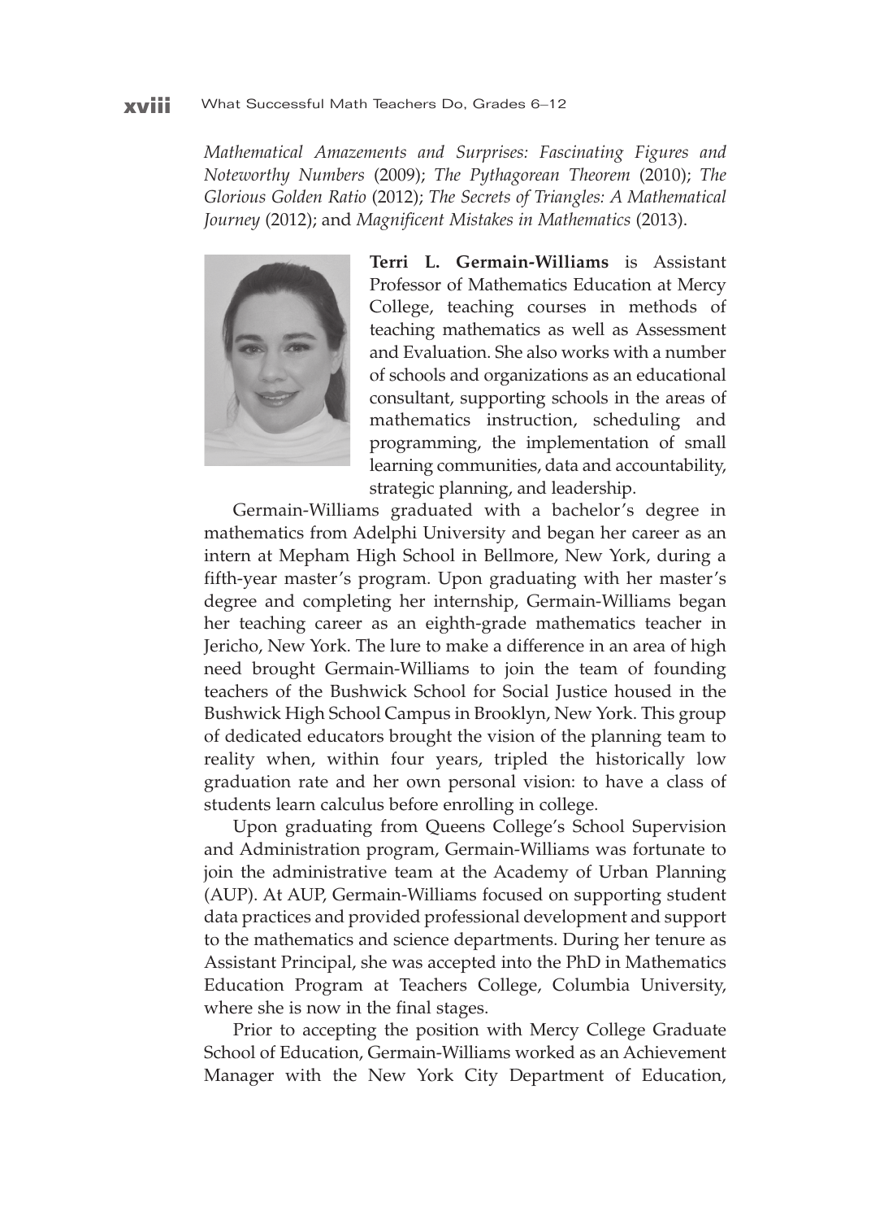*Mathematical Amazements and Surprises: Fascinating Figures and Noteworthy Numbers* (2009); *The Pythagorean Theorem* (2010); *The Glorious Golden Ratio* (2012); *The Secrets of Triangles: A Mathematical Journey* (2012); and *Magnificent Mistakes in Mathematics* (2013).

**Terri L. Germain-Williams** is Assistant Professor of Mathematics Education at Mercy College, teaching courses in methods of teaching mathematics as well as Assessment and Evaluation. She also works with a number of schools and organizations as an educational consultant, supporting schools in the areas of mathematics instruction, scheduling and programming, the implementation of small learning communities, data and accountability, strategic planning, and leadership.

Germain-Williams graduated with a bachelor's degree in mathematics from Adelphi University and began her career as an intern at Mepham High School in Bellmore, New York, during a fifth-year master's program. Upon graduating with her master's degree and completing her internship, Germain-Williams began her teaching career as an eighth-grade mathematics teacher in Jericho, New York. The lure to make a difference in an area of high need brought Germain-Williams to join the team of founding teachers of the Bushwick School for Social Justice housed in the Bushwick High School Campus in Brooklyn, New York. This group of dedicated educators brought the vision of the planning team to reality when, within four years, tripled the historically low graduation rate and her own personal vision: to have a class of students learn calculus before enrolling in college.

Upon graduating from Queens College's School Supervision and Administration program, Germain-Williams was fortunate to join the administrative team at the Academy of Urban Planning (AUP). At AUP, Germain-Williams focused on supporting student data practices and provided professional development and support to the mathematics and science departments. During her tenure as Assistant Principal, she was accepted into the PhD in Mathematics Education Program at Teachers College, Columbia University, where she is now in the final stages.

Prior to accepting the position with Mercy College Graduate School of Education, Germain-Williams worked as an Achievement Manager with the New York City Department of Education,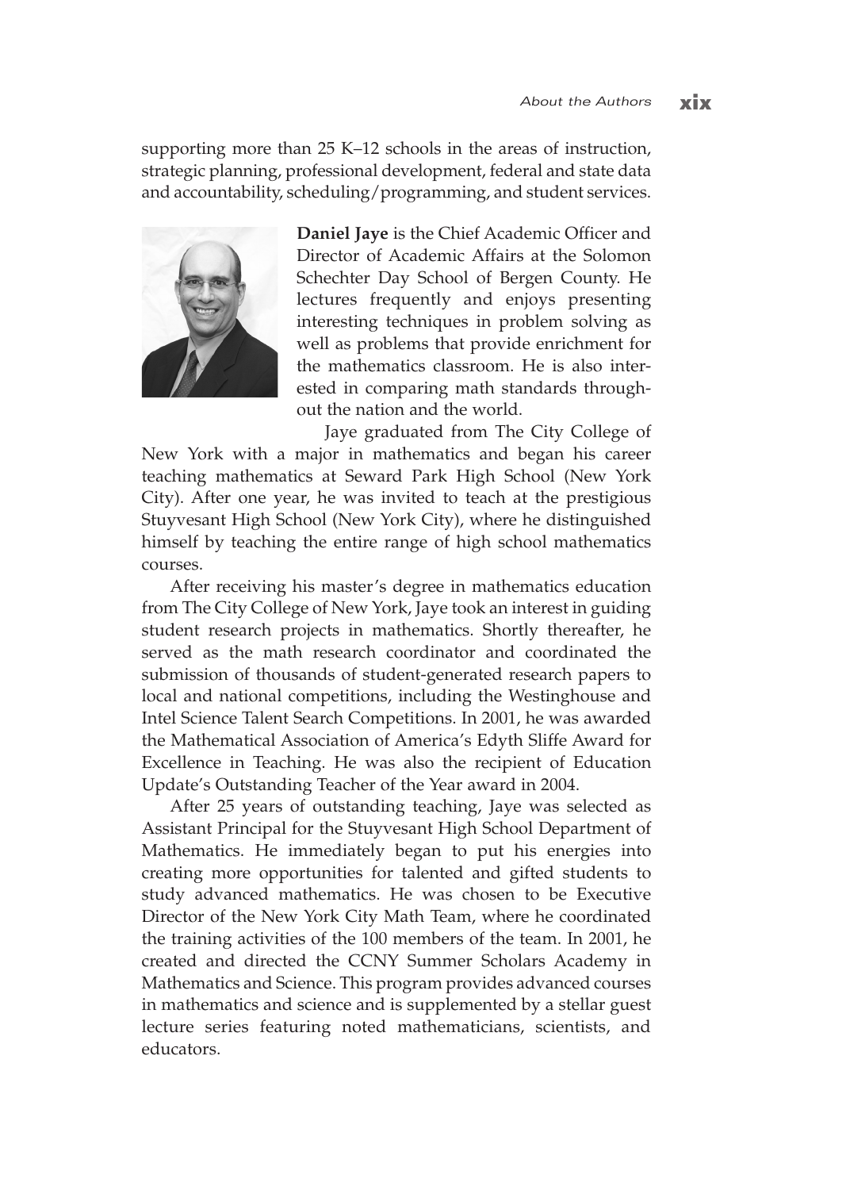supporting more than 25 K–12 schools in the areas of instruction, strategic planning, professional development, federal and state data and accountability, scheduling/programming, and student services.

**Daniel Jaye** is the Chief Academic Officer and Director of Academic Affairs at the Solomon Schechter Day School of Bergen County. He lectures frequently and enjoys presenting interesting techniques in problem solving as well as problems that provide enrichment for the mathematics classroom. He is also interested in comparing math standards throughout the nation and the world.

Jaye graduated from The City College of New York with a major in mathematics and began his career teaching mathematics at Seward Park High School (New York City). After one year, he was invited to teach at the prestigious Stuyvesant High School (New York City), where he distinguished himself by teaching the entire range of high school mathematics courses.

After receiving his master's degree in mathematics education from The City College of New York, Jaye took an interest in guiding student research projects in mathematics. Shortly thereafter, he served as the math research coordinator and coordinated the submission of thousands of student-generated research papers to local and national competitions, including the Westinghouse and Intel Science Talent Search Competitions. In 2001, he was awarded the Mathematical Association of America's Edyth Sliffe Award for Excellence in Teaching. He was also the recipient of Education Update's Outstanding Teacher of the Year award in 2004.

After 25 years of outstanding teaching, Jaye was selected as Assistant Principal for the Stuyvesant High School Department of Mathematics. He immediately began to put his energies into creating more opportunities for talented and gifted students to study advanced mathematics. He was chosen to be Executive Director of the New York City Math Team, where he coordinated the training activities of the 100 members of the team. In 2001, he created and directed the CCNY Summer Scholars Academy in Mathematics and Science. This program provides advanced courses in mathematics and science and is supplemented by a stellar guest lecture series featuring noted mathematicians, scientists, and educators.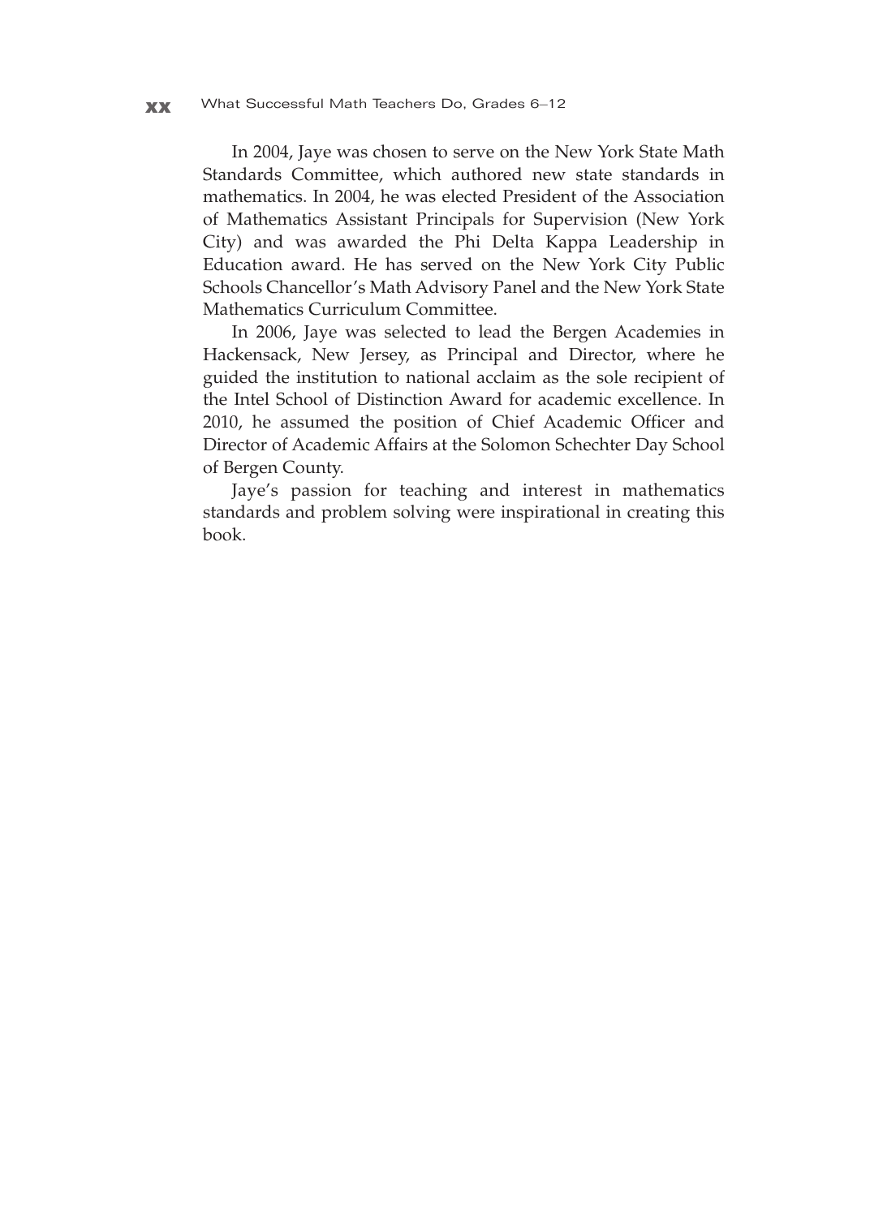In 2004, Jaye was chosen to serve on the New York State Math Standards Committee, which authored new state standards in mathematics. In 2004, he was elected President of the Association of Mathematics Assistant Principals for Supervision (New York City) and was awarded the Phi Delta Kappa Leadership in Education award. He has served on the New York City Public Schools Chancellor's Math Advisory Panel and the New York State Mathematics Curriculum Committee.

In 2006, Jaye was selected to lead the Bergen Academies in Hackensack, New Jersey, as Principal and Director, where he guided the institution to national acclaim as the sole recipient of the Intel School of Distinction Award for academic excellence. In 2010, he assumed the position of Chief Academic Officer and Director of Academic Affairs at the Solomon Schechter Day School of Bergen County.

Jaye's passion for teaching and interest in mathematics standards and problem solving were inspirational in creating this book.